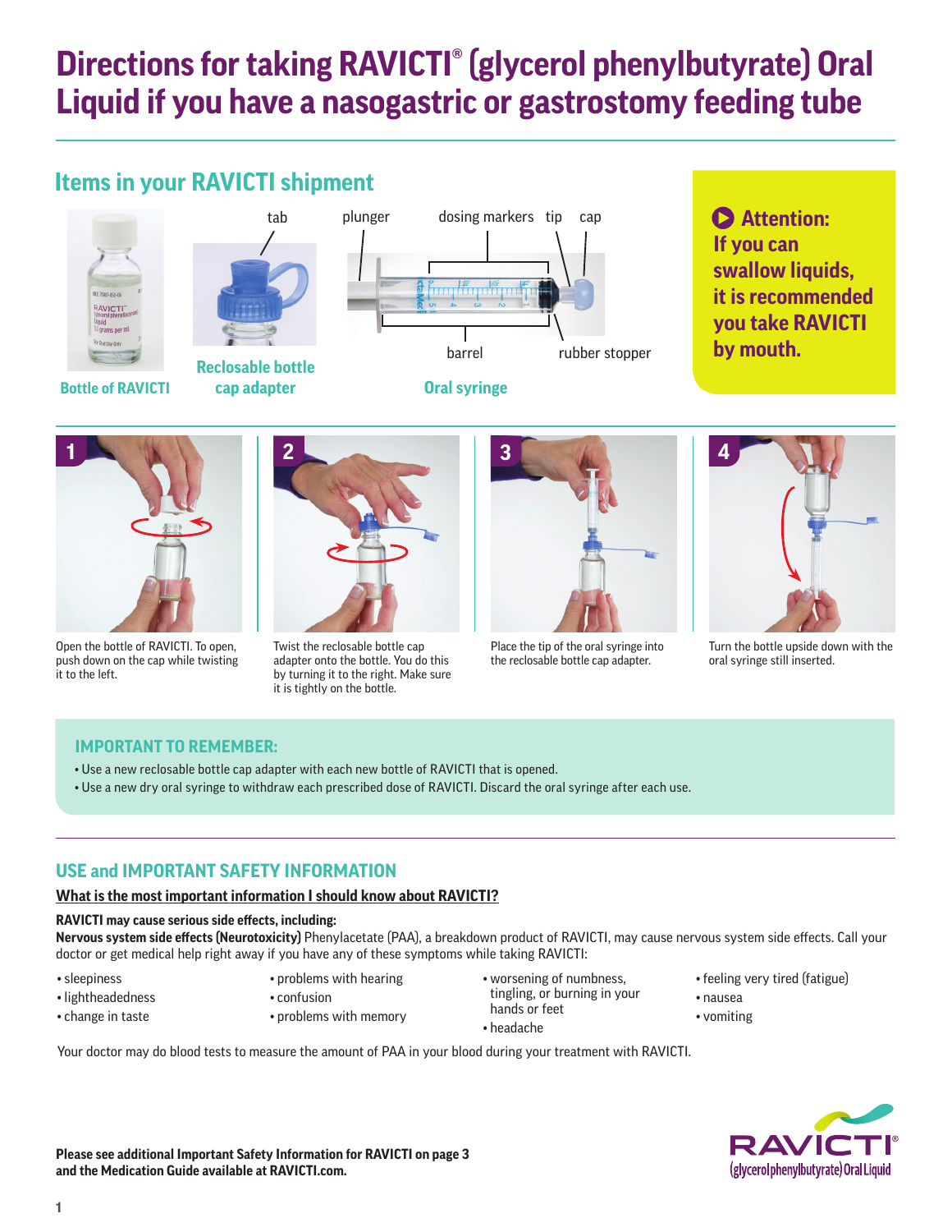# Directions for taking RAVICTI® (glycerol phenylbutyrate) Oral Liquid if you have a nasogastric or gastrostomy feeding tube

## Items in your RAVICTI shipment

Bottle of RAVICTI

tab

Reclosable bottle cap adapter

plunger, dosing markers, tip, cap, barrel, rubber stopper

Oral syringe

**Attention: If you can swallow liquids, it is recommended you take RAVICTI by mouth.**

1. Open the bottle of RAVICTI. To open, push down on the cap while twisting it to the left.
2. Twist the reclosable bottle cap adapter onto the bottle. You do this by turning it to the right. Make sure it is tightly on the bottle.
3. Place the tip of the oral syringe into the reclosable bottle cap adapter.
4. Turn the bottle upside down with the oral syringe still inserted.

### IMPORTANT TO REMEMBER:

- Use a new reclosable bottle cap adapter with each new bottle of RAVICTI that is opened.
- Use a new dry oral syringe to withdraw each prescribed dose of RAVICTI. Discard the oral syringe after each use.

## USE and IMPORTANT SAFETY INFORMATION

**What is the most important information I should know about RAVICTI?**

**RAVICTI may cause serious side effects, including:**

**Nervous system side effects (Neurotoxicity)** Phenylacetate (PAA), a breakdown product of RAVICTI, may cause nervous system side effects. Call your doctor or get medical help right away if you have any of these symptoms while taking RAVICTI:

- sleepiness
- lightheadedness
- change in taste
- problems with hearing
- confusion
- problems with memory
- worsening of numbness, tingling, or burning in your hands or feet
- headache
- feeling very tired (fatigue)
- nausea
- vomiting

Your doctor may do blood tests to measure the amount of PAA in your blood during your treatment with RAVICTI.

**Please see additional Important Safety Information for RAVICTI on page 3 and the Medication Guide available at RAVICTI.com.**

RAVICTI® (glycerol phenylbutyrate) Oral Liquid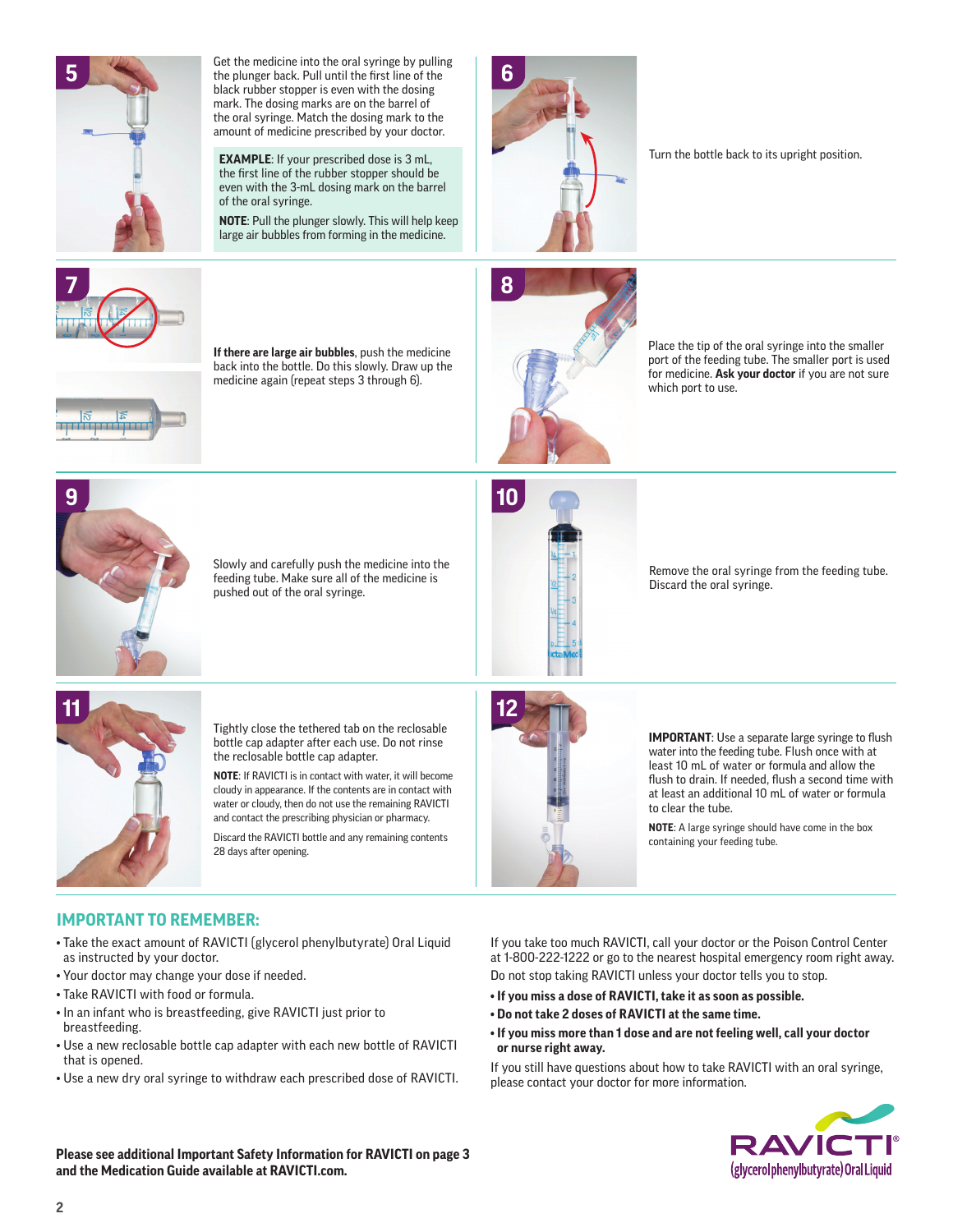**5**

Get the medicine into the oral syringe by pulling the plunger back. Pull until the first line of the black rubber stopper is even with the dosing mark. The dosing marks are on the barrel of the oral syringe. Match the dosing mark to the amount of medicine prescribed by your doctor.

**EXAMPLE**: If your prescribed dose is 3 mL, the first line of the rubber stopper should be even with the 3-mL dosing mark on the barrel of the oral syringe.

**NOTE**: Pull the plunger slowly. This will help keep large air bubbles from forming in the medicine.

**6**

Turn the bottle back to its upright position.

**7**

**If there are large air bubbles**, push the medicine back into the bottle. Do this slowly. Draw up the medicine again (repeat steps 3 through 6).

**8**

Place the tip of the oral syringe into the smaller port of the feeding tube. The smaller port is used for medicine. **Ask your doctor** if you are not sure which port to use.

**9**

Slowly and carefully push the medicine into the feeding tube. Make sure all of the medicine is pushed out of the oral syringe.

**10**

Remove the oral syringe from the feeding tube. Discard the oral syringe.

**11**

Tightly close the tethered tab on the reclosable bottle cap adapter after each use. Do not rinse the reclosable bottle cap adapter.

**NOTE**: If RAVICTI is in contact with water, it will become cloudy in appearance. If the contents are in contact with water or cloudy, then do not use the remaining RAVICTI and contact the prescribing physician or pharmacy.

Discard the RAVICTI bottle and any remaining contents 28 days after opening.

**12**

**IMPORTANT**: Use a separate large syringe to flush water into the feeding tube. Flush once with at least 10 mL of water or formula and allow the flush to drain. If needed, flush a second time with at least an additional 10 mL of water or formula to clear the tube.

**NOTE**: A large syringe should have come in the box containing your feeding tube.

## IMPORTANT TO REMEMBER:

- Take the exact amount of RAVICTI (glycerol phenylbutyrate) Oral Liquid as instructed by your doctor.
- Your doctor may change your dose if needed.
- Take RAVICTI with food or formula.
- In an infant who is breastfeeding, give RAVICTI just prior to breastfeeding.
- Use a new reclosable bottle cap adapter with each new bottle of RAVICTI that is opened.
- Use a new dry oral syringe to withdraw each prescribed dose of RAVICTI.

If you take too much RAVICTI, call your doctor or the Poison Control Center at 1-800-222-1222 or go to the nearest hospital emergency room right away.

Do not stop taking RAVICTI unless your doctor tells you to stop.

- **If you miss a dose of RAVICTI, take it as soon as possible.**
- **Do not take 2 doses of RAVICTI at the same time.**
- **If you miss more than 1 dose and are not feeling well, call your doctor or nurse right away.**

If you still have questions about how to take RAVICTI with an oral syringe, please contact your doctor for more information.

**Please see additional Important Safety Information for RAVICTI on page 3 and the Medication Guide available at RAVICTI.com.**

RAVICTI®
(glycerol phenylbutyrate) Oral Liquid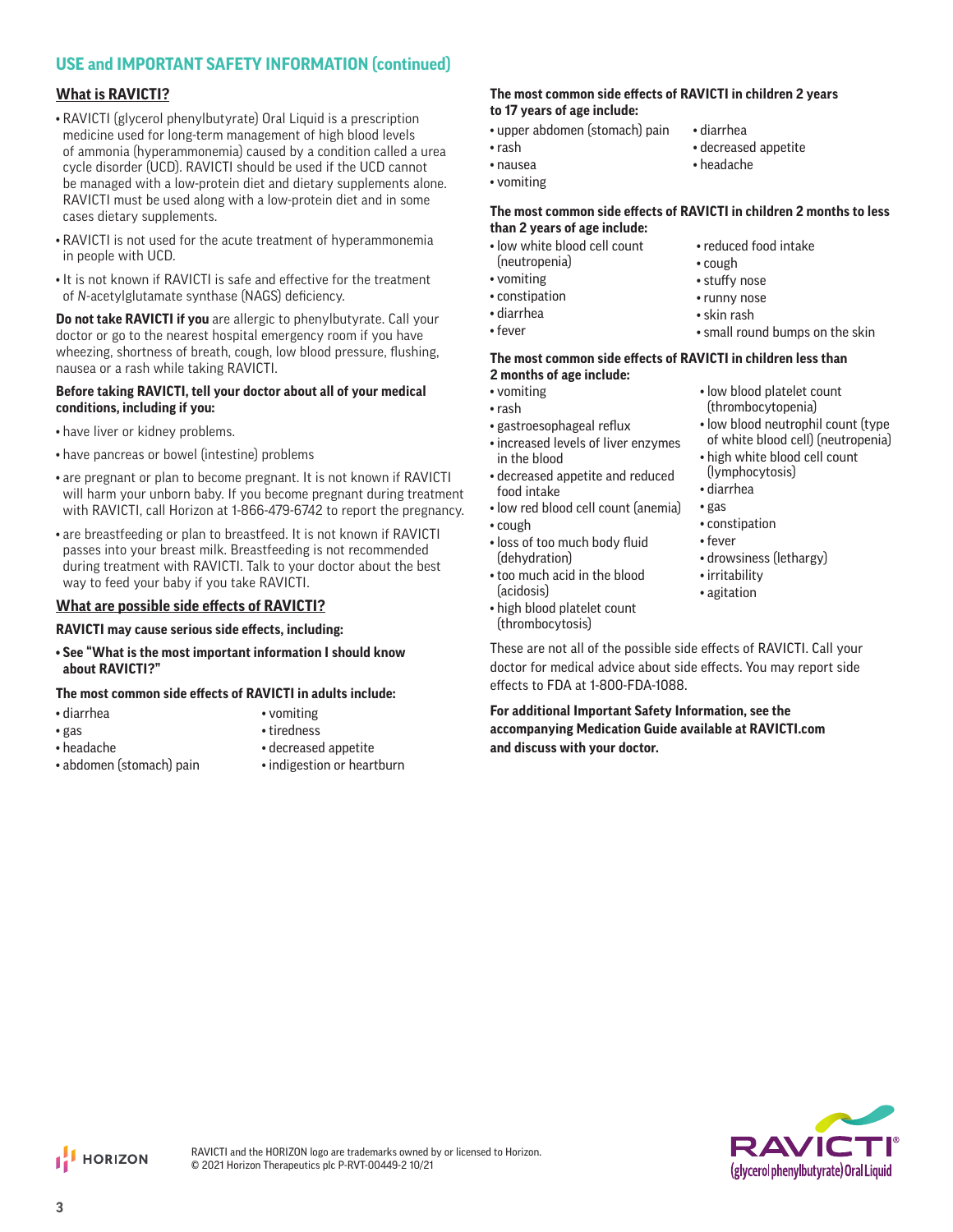## USE and IMPORTANT SAFETY INFORMATION (continued)

### What is RAVICTI?

- RAVICTI (glycerol phenylbutyrate) Oral Liquid is a prescription medicine used for long-term management of high blood levels of ammonia (hyperammonemia) caused by a condition called a urea cycle disorder (UCD). RAVICTI should be used if the UCD cannot be managed with a low-protein diet and dietary supplements alone. RAVICTI must be used along with a low-protein diet and in some cases dietary supplements.
- RAVICTI is not used for the acute treatment of hyperammonemia in people with UCD.
- It is not known if RAVICTI is safe and effective for the treatment of *N*-acetylglutamate synthase (NAGS) deficiency.

**Do not take RAVICTI if you** are allergic to phenylbutyrate. Call your doctor or go to the nearest hospital emergency room if you have wheezing, shortness of breath, cough, low blood pressure, flushing, nausea or a rash while taking RAVICTI.

**Before taking RAVICTI, tell your doctor about all of your medical conditions, including if you:**

- have liver or kidney problems.
- have pancreas or bowel (intestine) problems
- are pregnant or plan to become pregnant. It is not known if RAVICTI will harm your unborn baby. If you become pregnant during treatment with RAVICTI, call Horizon at 1-866-479-6742 to report the pregnancy.
- are breastfeeding or plan to breastfeed. It is not known if RAVICTI passes into your breast milk. Breastfeeding is not recommended during treatment with RAVICTI. Talk to your doctor about the best way to feed your baby if you take RAVICTI.

### What are possible side effects of RAVICTI?

**RAVICTI may cause serious side effects, including:**

- **See "What is the most important information I should know about RAVICTI?"**

**The most common side effects of RAVICTI in adults include:**

- diarrhea
- gas
- headache
- abdomen (stomach) pain
- vomiting
- tiredness
- decreased appetite
- indigestion or heartburn

**The most common side effects of RAVICTI in children 2 years to 17 years of age include:**

- upper abdomen (stomach) pain
- rash
- nausea
- vomiting
- diarrhea
- decreased appetite
- headache

**The most common side effects of RAVICTI in children 2 months to less than 2 years of age include:**

- low white blood cell count (neutropenia)
- vomiting
- constipation
- diarrhea
- fever
- reduced food intake
- cough
- stuffy nose
- runny nose
- skin rash
- small round bumps on the skin

**The most common side effects of RAVICTI in children less than 2 months of age include:**

- vomiting
- rash
- gastroesophageal reflux
- increased levels of liver enzymes in the blood
- decreased appetite and reduced food intake
- low red blood cell count (anemia)
- cough
- loss of too much body fluid (dehydration)
- too much acid in the blood (acidosis)
- high blood platelet count (thrombocytosis)
- low blood platelet count (thrombocytopenia)
- low blood neutrophil count (type of white blood cell) (neutropenia)
- high white blood cell count (lymphocytosis)
- diarrhea
- gas
- constipation
- fever
- drowsiness (lethargy)
- irritability
- agitation

These are not all of the possible side effects of RAVICTI. Call your doctor for medical advice about side effects. You may report side effects to FDA at 1-800-FDA-1088.

**For additional Important Safety Information, see the accompanying Medication Guide available at RAVICTI.com and discuss with your doctor.**

HORIZON

RAVICTI and the HORIZON logo are trademarks owned by or licensed to Horizon.
© 2021 Horizon Therapeutics plc P-RVT-00449-2 10/21

RAVICTI® (glycerol phenylbutyrate) Oral Liquid